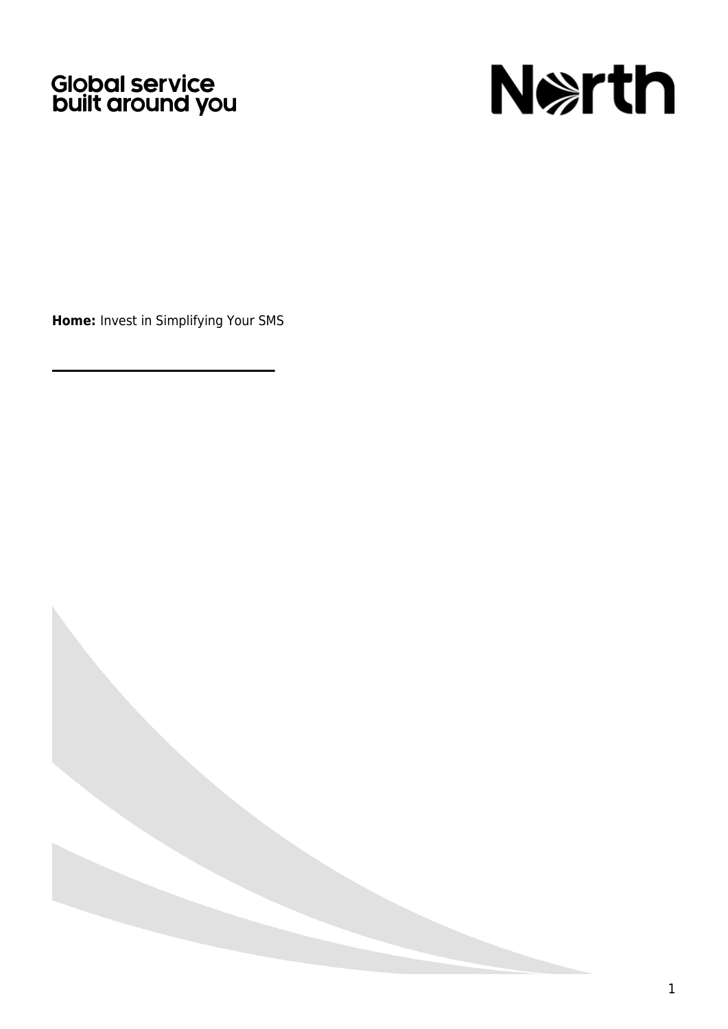Global service
built around you

North

**Home:** Invest in Simplifying Your SMS

---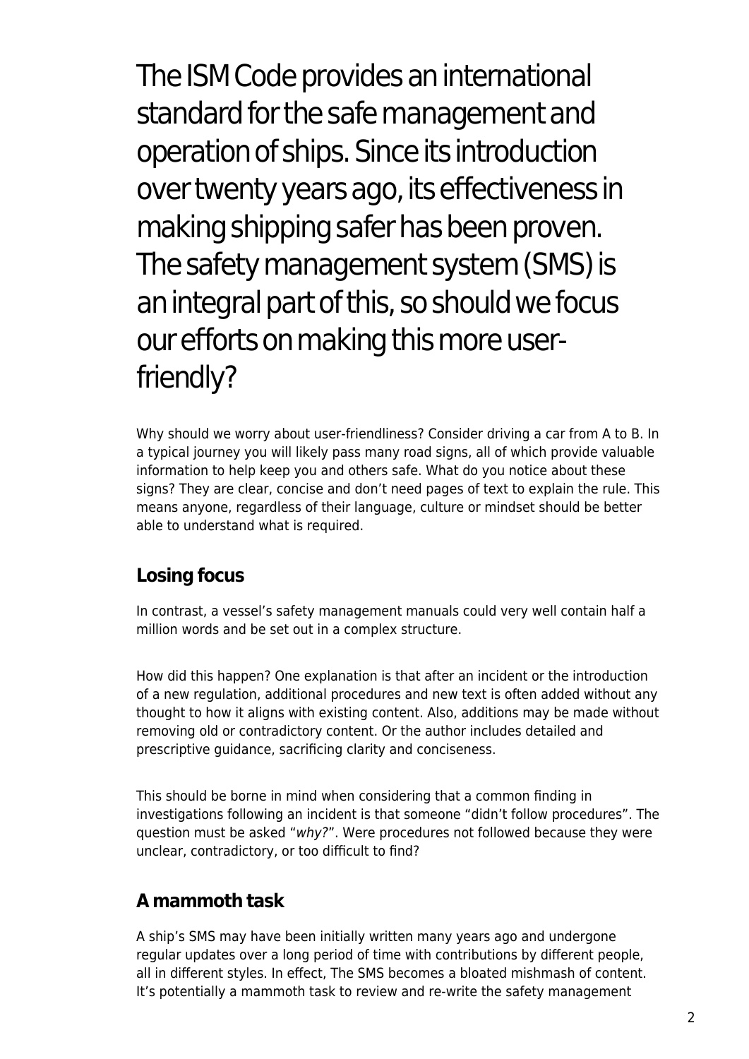The ISM Code provides an international standard for the safe management and operation of ships. Since its introduction over twenty years ago, its effectiveness in making shipping safer has been proven. The safety management system (SMS) is an integral part of this, so should we focus our efforts on making this more user-friendly?

Why should we worry about user-friendliness? Consider driving a car from A to B. In a typical journey you will likely pass many road signs, all of which provide valuable information to help keep you and others safe. What do you notice about these signs? They are clear, concise and don't need pages of text to explain the rule. This means anyone, regardless of their language, culture or mindset should be better able to understand what is required.

## Losing focus

In contrast, a vessel's safety management manuals could very well contain half a million words and be set out in a complex structure.

How did this happen? One explanation is that after an incident or the introduction of a new regulation, additional procedures and new text is often added without any thought to how it aligns with existing content. Also, additions may be made without removing old or contradictory content. Or the author includes detailed and prescriptive guidance, sacrificing clarity and conciseness.

This should be borne in mind when considering that a common finding in investigations following an incident is that someone "didn't follow procedures". The question must be asked "*why?*". Were procedures not followed because they were unclear, contradictory, or too difficult to find?

## A mammoth task

A ship's SMS may have been initially written many years ago and undergone regular updates over a long period of time with contributions by different people, all in different styles. In effect, The SMS becomes a bloated mishmash of content. It's potentially a mammoth task to review and re-write the safety management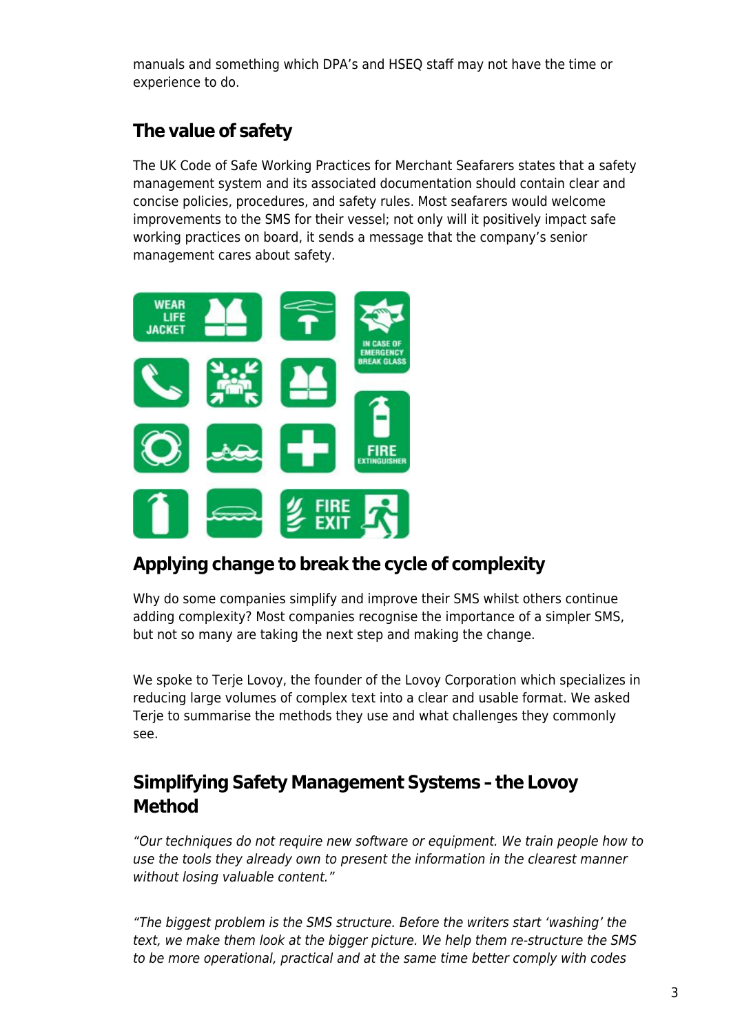manuals and something which DPA's and HSEQ staff may not have the time or experience to do.

## The value of safety

The UK Code of Safe Working Practices for Merchant Seafarers states that a safety management system and its associated documentation should contain clear and concise policies, procedures, and safety rules. Most seafarers would welcome improvements to the SMS for their vessel; not only will it positively impact safe working practices on board, it sends a message that the company's senior management cares about safety.

## Applying change to break the cycle of complexity

Why do some companies simplify and improve their SMS whilst others continue adding complexity? Most companies recognise the importance of a simpler SMS, but not so many are taking the next step and making the change.

We spoke to Terje Lovoy, the founder of the Lovoy Corporation which specializes in reducing large volumes of complex text into a clear and usable format. We asked Terje to summarise the methods they use and what challenges they commonly see.

## Simplifying Safety Management Systems – the Lovoy Method

*"Our techniques do not require new software or equipment. We train people how to use the tools they already own to present the information in the clearest manner without losing valuable content."*

*"The biggest problem is the SMS structure. Before the writers start 'washing' the text, we make them look at the bigger picture. We help them re-structure the SMS to be more operational, practical and at the same time better comply with codes*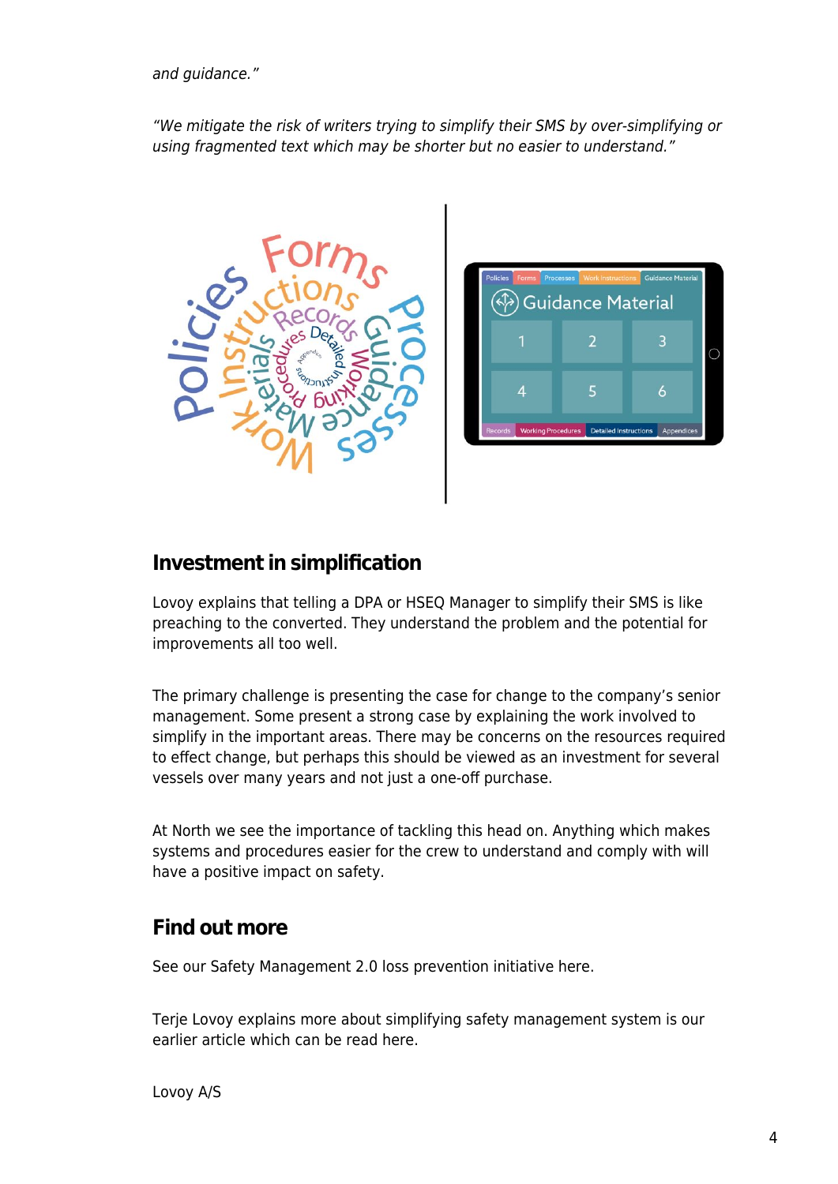*and guidance."*

*"We mitigate the risk of writers trying to simplify their SMS by over-simplifying or using fragmented text which may be shorter but no easier to understand."*

## Investment in simplification

Lovoy explains that telling a DPA or HSEQ Manager to simplify their SMS is like preaching to the converted. They understand the problem and the potential for improvements all too well.

The primary challenge is presenting the case for change to the company's senior management. Some present a strong case by explaining the work involved to simplify in the important areas. There may be concerns on the resources required to effect change, but perhaps this should be viewed as an investment for several vessels over many years and not just a one-off purchase.

At North we see the importance of tackling this head on. Anything which makes systems and procedures easier for the crew to understand and comply with will have a positive impact on safety.

## Find out more

See our Safety Management 2.0 loss prevention initiative here.

Terje Lovoy explains more about simplifying safety management system is our earlier article which can be read here.

Lovoy A/S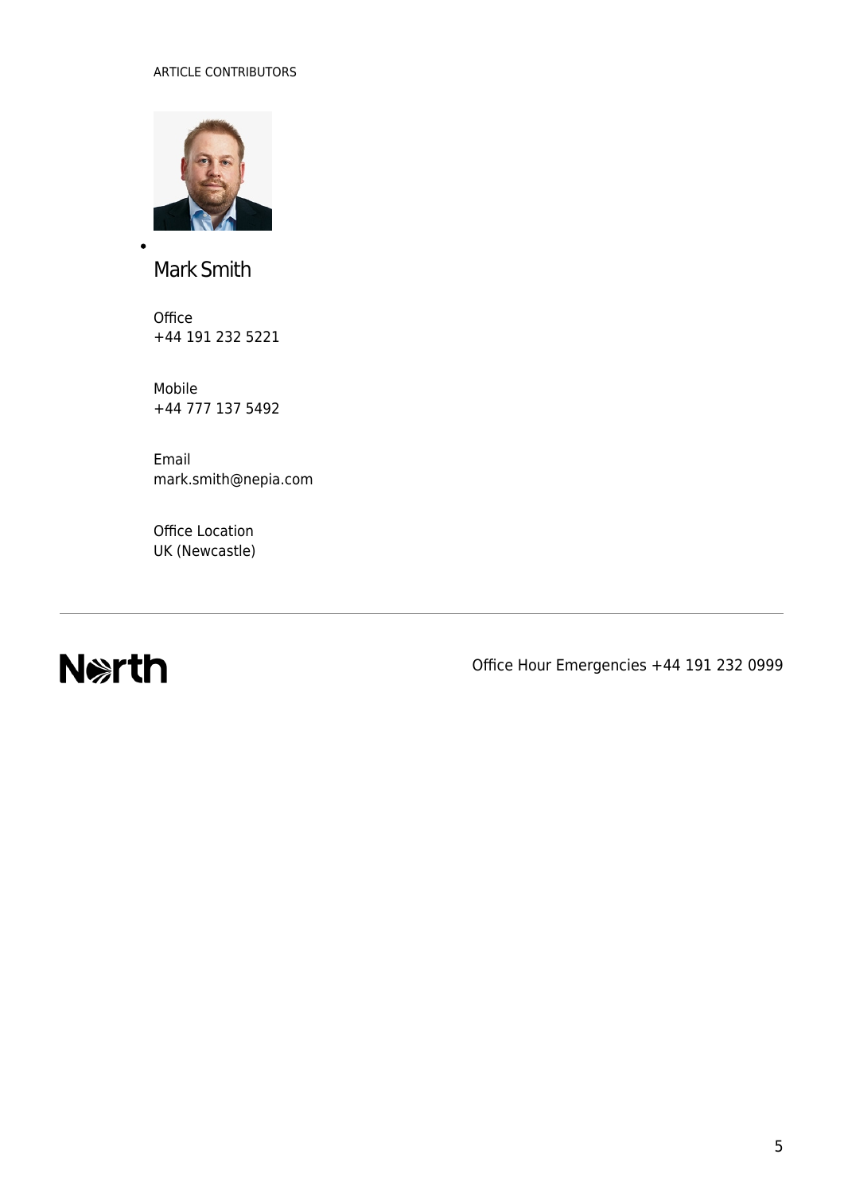ARTICLE CONTRIBUTORS

- ## Mark Smith

  Office
  +44 191 232 5221

  Mobile
  +44 777 137 5492

  Email
  mark.smith@nepia.com

  Office Location
  UK (Newcastle)

---

North

Office Hour Emergencies +44 191 232 0999